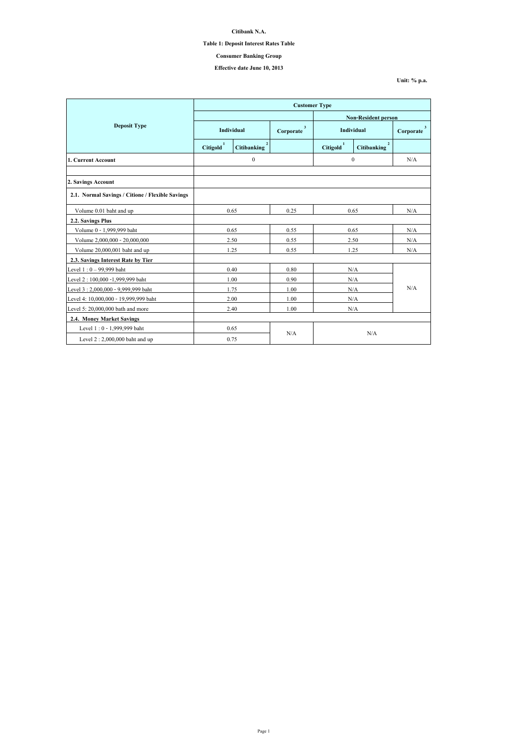**Citibank N.A.**

**Table 1: Deposit Interest Rates Table**

**Consumer Banking Group**

**Effective date June 10, 2013**

**Unit: % p.a.**

| Deposit Type | Customer Type | | | | | |
|---|---|---|---|---|---|---|
| | | | | Non-Resident person | | |
| | Individual | | Corporate [3] | Individual | | Corporate [3] |
| | Citigold [1] | Citibanking [2] | | Citigold [1] | Citibanking [2] | |
| **1. Current Account** | 0 | | | 0 | | N/A |
| | | | | | | |
| **2. Savings Account** | | | | | | |
| **2.1. Normal Savings / Citione / Flexible Savings** | | | | | | |
| Volume 0.01 baht and up | 0.65 | | 0.25 | 0.65 | | N/A |
| **2.2. Savings Plus** | | | | | | |
| Volume 0 - 1,999,999 baht | 0.65 | | 0.55 | 0.65 | | N/A |
| Volume 2,000,000 - 20,000,000 | 2.50 | | 0.55 | 2.50 | | N/A |
| Volume 20,000,001 baht and up | 1.25 | | 0.55 | 1.25 | | N/A |
| **2.3. Savings Interest Rate by Tier** | | | | | | |
| Level 1 : 0 – 99,999 baht | 0.40 | | 0.80 | N/A | | N/A |
| Level 2 : 100,000 -1,999,999 baht | 1.00 | | 0.90 | N/A | | |
| Level 3 : 2,000,000 - 9,999,999 baht | 1.75 | | 1.00 | N/A | | |
| Level 4: 10,000,000 - 19,999,999 baht | 2.00 | | 1.00 | N/A | | |
| Level 5: 20,000,000 bath and more | 2.40 | | 1.00 | N/A | | |
| **2.4. Money Market Savings** | | | | | | |
| Level 1 : 0 - 1,999,999 baht | 0.65 | | N/A | N/A | | |
| Level 2 : 2,000,000 baht and up | 0.75 | | | | | |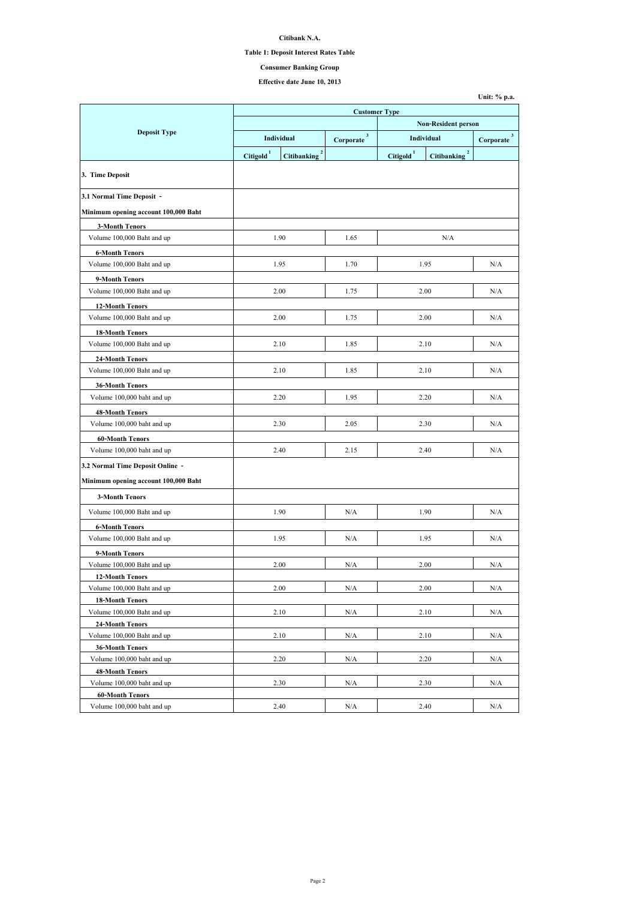**Citibank N.A.**

**Table 1: Deposit Interest Rates Table**

**Consumer Banking Group**

**Effective date June 10, 2013**

Unit: % p.a.

| Deposit Type | Customer Type | | | | | |
|---|---|---|---|---|---|---|
| | | | | Non-Resident person | | |
| | Individual | | Corporate [3] | Individual | | Corporate [3] |
| | Citigold [1] | Citibanking [2] | | Citigold [1] | Citibanking [2] | |
| **3. Time Deposit** | | | | | | |
| **3.1 Normal Time Deposit - Minimum opening account 100,000 Baht** | | | | | | |
| **3-Month Tenors** | | | | | | |
| Volume 100,000 Baht and up | 1.90 | | 1.65 | N/A | | |
| **6-Month Tenors** | | | | | | |
| Volume 100,000 Baht and up | 1.95 | | 1.70 | 1.95 | | N/A |
| **9-Month Tenors** | | | | | | |
| Volume 100,000 Baht and up | 2.00 | | 1.75 | 2.00 | | N/A |
| **12-Month Tenors** | | | | | | |
| Volume 100,000 Baht and up | 2.00 | | 1.75 | 2.00 | | N/A |
| **18-Month Tenors** | | | | | | |
| Volume 100,000 Baht and up | 2.10 | | 1.85 | 2.10 | | N/A |
| **24-Month Tenors** | | | | | | |
| Volume 100,000 Baht and up | 2.10 | | 1.85 | 2.10 | | N/A |
| **36-Month Tenors** | | | | | | |
| Volume 100,000 baht and up | 2.20 | | 1.95 | 2.20 | | N/A |
| **48-Month Tenors** | | | | | | |
| Volume 100,000 baht and up | 2.30 | | 2.05 | 2.30 | | N/A |
| **60-Month Tenors** | | | | | | |
| Volume 100,000 baht and up | 2.40 | | 2.15 | 2.40 | | N/A |
| **3.2 Normal Time Deposit Online - Minimum opening account 100,000 Baht** | | | | | | |
| **3-Month Tenors** | | | | | | |
| Volume 100,000 Baht and up | 1.90 | | N/A | 1.90 | | N/A |
| **6-Month Tenors** | | | | | | |
| Volume 100,000 Baht and up | 1.95 | | N/A | 1.95 | | N/A |
| **9-Month Tenors** | | | | | | |
| Volume 100,000 Baht and up | 2.00 | | N/A | 2.00 | | N/A |
| **12-Month Tenors** | | | | | | |
| Volume 100,000 Baht and up | 2.00 | | N/A | 2.00 | | N/A |
| **18-Month Tenors** | | | | | | |
| Volume 100,000 Baht and up | 2.10 | | N/A | 2.10 | | N/A |
| **24-Month Tenors** | | | | | | |
| Volume 100,000 Baht and up | 2.10 | | N/A | 2.10 | | N/A |
| **36-Month Tenors** | | | | | | |
| Volume 100,000 baht and up | 2.20 | | N/A | 2.20 | | N/A |
| **48-Month Tenors** | | | | | | |
| Volume 100,000 baht and up | 2.30 | | N/A | 2.30 | | N/A |
| **60-Month Tenors** | | | | | | |
| Volume 100,000 baht and up | 2.40 | | N/A | 2.40 | | N/A |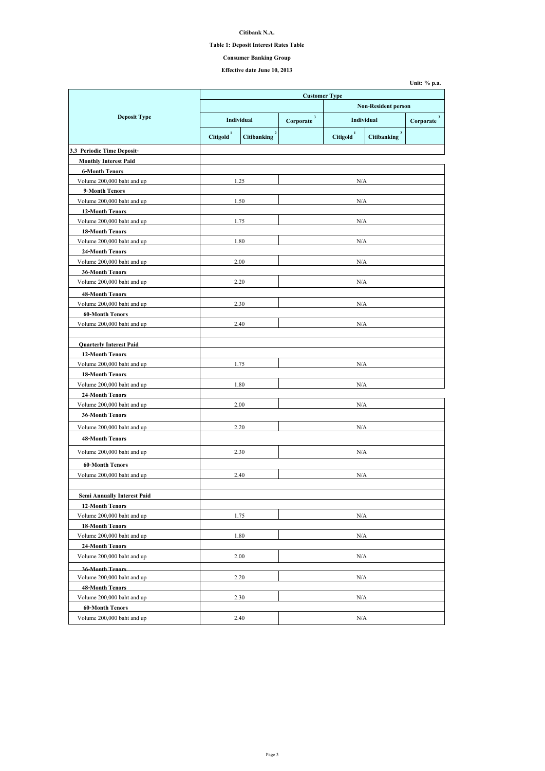**Citibank N.A.**

**Table 1: Deposit Interest Rates Table**

**Consumer Banking Group**

**Effective date June 10, 2013**

**Unit: % p.a.**

| Deposit Type | Customer Type | | | | | |
|---|---|---|---|---|---|---|
| | | | | Non-Resident person | | |
| | Individual | | Corporate [3] | Individual | | Corporate [3] |
| | Citigold [1] | Citibanking [2] | | Citigold [1] | Citibanking [2] | |
| **3.3 Periodic Time Deposit-** | | | | | | |
| **Monthly Interest Paid** | | | | | | |
| **6-Month Tenors** | | | | | | |
| Volume 200,000 baht and up | 1.25 | | N/A | | | |
| **9-Month Tenors** | | | | | | |
| Volume 200,000 baht and up | 1.50 | | N/A | | | |
| **12-Month Tenors** | | | | | | |
| Volume 200,000 baht and up | 1.75 | | N/A | | | |
| **18-Month Tenors** | | | | | | |
| Volume 200,000 baht and up | 1.80 | | N/A | | | |
| **24-Month Tenors** | | | | | | |
| Volume 200,000 baht and up | 2.00 | | N/A | | | |
| **36-Month Tenors** | | | | | | |
| Volume 200,000 baht and up | 2.20 | | N/A | | | |
| **48-Month Tenors** | | | | | | |
| Volume 200,000 baht and up | 2.30 | | N/A | | | |
| **60-Month Tenors** | | | | | | |
| Volume 200,000 baht and up | 2.40 | | N/A | | | |
| | | | | | | |
| **Quarterly Interest Paid** | | | | | | |
| **12-Month Tenors** | | | | | | |
| Volume 200,000 baht and up | 1.75 | | N/A | | | |
| **18-Month Tenors** | | | | | | |
| Volume 200,000 baht and up | 1.80 | | N/A | | | |
| **24-Month Tenors** | | | | | | |
| Volume 200,000 baht and up | 2.00 | | N/A | | | |
| **36-Month Tenors** | | | | | | |
| Volume 200,000 baht and up | 2.20 | | N/A | | | |
| **48-Month Tenors** | | | | | | |
| Volume 200,000 baht and up | 2.30 | | N/A | | | |
| **60-Month Tenors** | | | | | | |
| Volume 200,000 baht and up | 2.40 | | N/A | | | |
| | | | | | | |
| **Semi Annually Interest Paid** | | | | | | |
| **12-Month Tenors** | | | | | | |
| Volume 200,000 baht and up | 1.75 | | N/A | | | |
| **18-Month Tenors** | | | | | | |
| Volume 200,000 baht and up | 1.80 | | N/A | | | |
| **24-Month Tenors** | | | | | | |
| Volume 200,000 baht and up | 2.00 | | N/A | | | |
| **36-Month Tenors** | | | | | | |
| Volume 200,000 baht and up | 2.20 | | N/A | | | |
| **48-Month Tenors** | | | | | | |
| Volume 200,000 baht and up | 2.30 | | N/A | | | |
| **60-Month Tenors** | | | | | | |
| Volume 200,000 baht and up | 2.40 | | N/A | | | |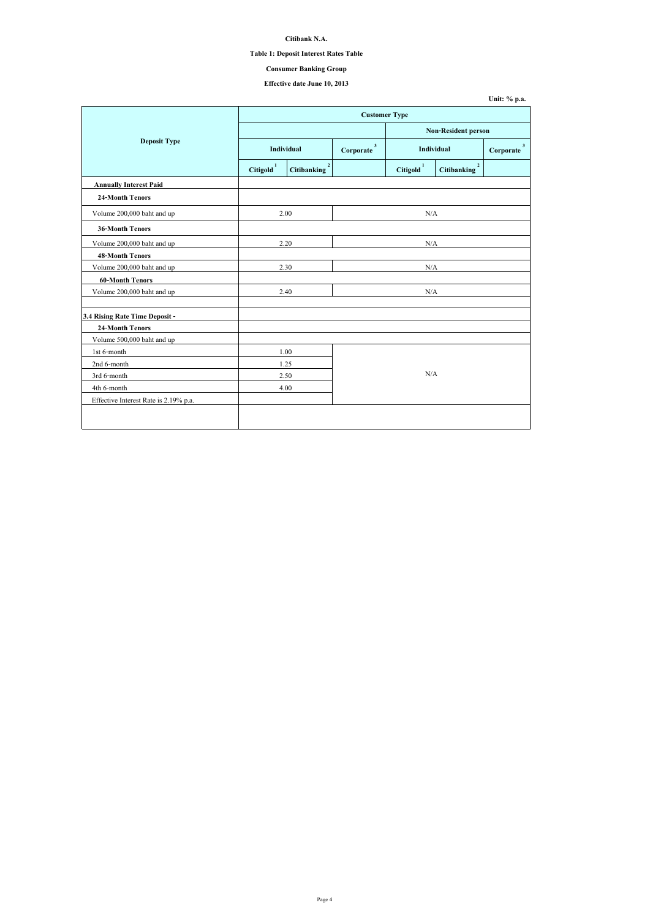**Citibank N.A.**

**Table 1: Deposit Interest Rates Table**

**Consumer Banking Group**

**Effective date June 10, 2013**

**Unit: % p.a.**

| Deposit Type | Customer Type | | | | | |
|---|---|---|---|---|---|---|
| | | | | Non-Resident person | | |
| | Individual | | Corporate [3] | Individual | | Corporate [3] |
| | Citigold [1] | Citibanking [2] | | Citigold [1] | Citibanking [2] | |
| **Annually Interest Paid** | | | | | | |
| **24-Month Tenors** | | | | | | |
| Volume 200,000 baht and up | 2.00 | | N/A | | | |
| **36-Month Tenors** | | | | | | |
| Volume 200,000 baht and up | 2.20 | | N/A | | | |
| **48-Month Tenors** | | | | | | |
| Volume 200,000 baht and up | 2.30 | | N/A | | | |
| **60-Month Tenors** | | | | | | |
| Volume 200,000 baht and up | 2.40 | | N/A | | | |
| | | | | | | |
| **3.4 Rising Rate Time Deposit -** | | | | | | |
| **24-Month Tenors** | | | | | | |
| Volume 500,000 baht and up | | | | | | |
| 1st 6-month | 1.00 | | N/A | | | |
| 2nd 6-month | 1.25 | | | | | |
| 3rd 6-month | 2.50 | | | | | |
| 4th 6-month | 4.00 | | | | | |
| Effective Interest Rate is 2.19% p.a. | | | | | | |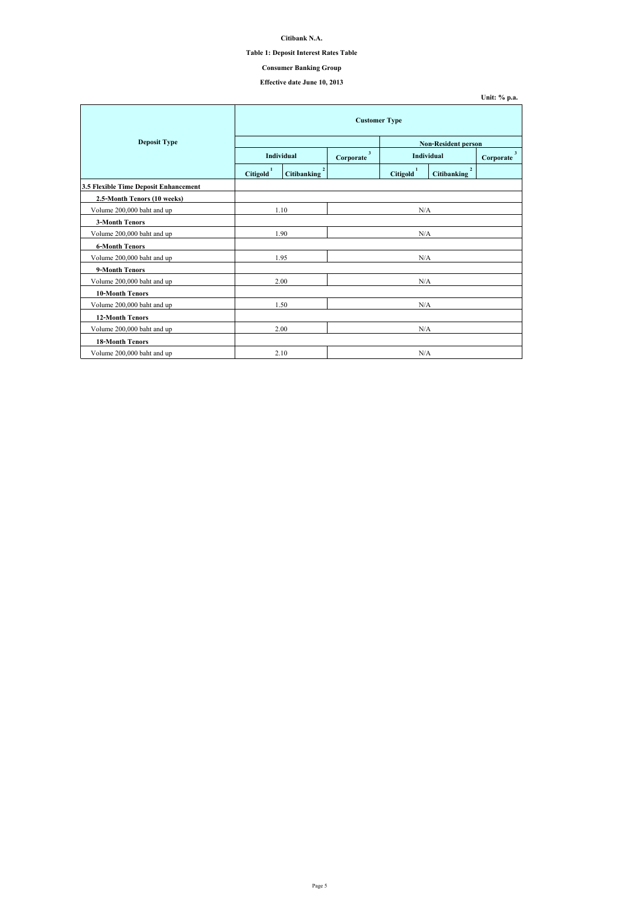**Citibank N.A.**

**Table 1: Deposit Interest Rates Table**

**Consumer Banking Group**

**Effective date June 10, 2013**

**Unit: % p.a.**

| Deposit Type | Customer Type | | | | | |
|---|---|---|---|---|---|---|
| | | | | Non-Resident person | | |
| | Individual | | Corporate [3] | Individual | | Corporate [3] |
| | Citigold [1] | Citibanking [2] | | Citigold [1] | Citibanking [2] | |
| **3.5 Flexible Time Deposit Enhancement** | | | | | | |
| **2.5-Month Tenors (10 weeks)** | | | | | | |
| Volume 200,000 baht and up | 1.10 | | N/A | | | |
| **3-Month Tenors** | | | | | | |
| Volume 200,000 baht and up | 1.90 | | N/A | | | |
| **6-Month Tenors** | | | | | | |
| Volume 200,000 baht and up | 1.95 | | N/A | | | |
| **9-Month Tenors** | | | | | | |
| Volume 200,000 baht and up | 2.00 | | N/A | | | |
| **10-Month Tenors** | | | | | | |
| Volume 200,000 baht and up | 1.50 | | N/A | | | |
| **12-Month Tenors** | | | | | | |
| Volume 200,000 baht and up | 2.00 | | N/A | | | |
| **18-Month Tenors** | | | | | | |
| Volume 200,000 baht and up | 2.10 | | N/A | | | |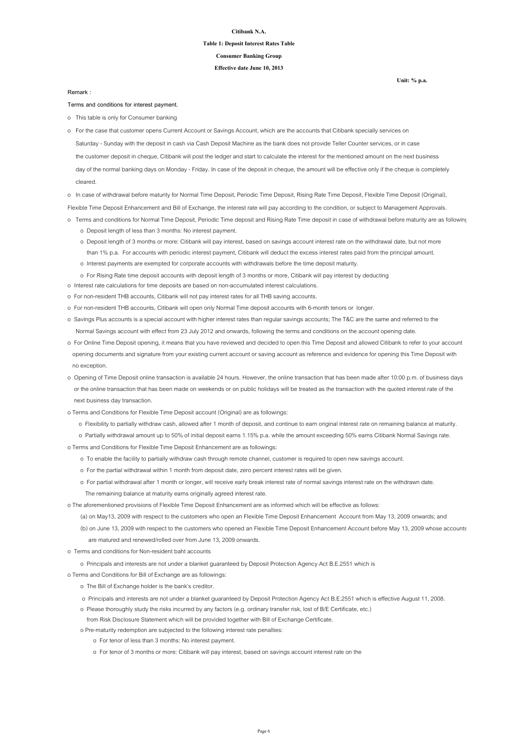**Citibank N.A.**

**Table 1: Deposit Interest Rates Table**

**Consumer Banking Group**

**Effective date June 10, 2013**

**Unit: % p.a.**

Remark :

Terms and conditions for interest payment.

- This table is only for Consumer banking
- For the case that customer opens Current Account or Savings Account, which are the accounts that Citibank specially services on Saturday - Sunday with the deposit in cash via Cash Deposit Machine as the bank does not provide Teller Counter services, or in case the customer deposit in cheque, Citibank will post the ledger and start to calculate the interest for the mentioned amount on the next business day of the normal banking days on Monday - Friday. In case of the deposit in cheque, the amount will be effective only if the cheque is completely cleared.
- In case of withdrawal before maturity for Normal Time Deposit, Periodic Time Deposit, Rising Rate Time Deposit, Flexible Time Deposit (Original), Flexible Time Deposit Enhancement and Bill of Exchange, the interest rate will pay according to the condition, or subject to Management Approvals.
- Terms and conditions for Normal Time Deposit, Periodic Time deposit and Rising Rate Time deposit in case of withdrawal before maturity are as following
  - Deposit length of less than 3 months: No interest payment.
  - Deposit length of 3 months or more: Citibank will pay interest, based on savings account interest rate on the withdrawal date, but not more than 1% p.a. For accounts with periodic interest payment, Citibank will deduct the excess interest rates paid from the principal amount.
  - Interest payments are exempted for corporate accounts with withdrawals before the time deposit maturity.
  - For Rising Rate time deposit accounts with deposit length of 3 months or more, Citibank will pay interest by deducting
- Interest rate calculations for time deposits are based on non-accumulated interest calculations.
- For non-resident THB accounts, Citibank will not pay interest rates for all THB saving accounts.
- For non-resident THB accounts, Citibank will open only Normal Time deposit accounts with 6-month tenors or longer.
- Savings Plus accounts is a special account with higher interest rates than regular savings accounts; The T&C are the same and referred to the Normal Savings account with effect from 23 July 2012 and onwards, following the terms and conditions on the account opening date.
- For Online Time Deposit opening, it means that you have reviewed and decided to open this Time Deposit and allowed Citibank to refer to your account opening documents and signature from your existing current account or saving account as reference and evidence for opening this Time Deposit with no exception.
- Opening of Time Deposit online transaction is available 24 hours. However, the online transaction that has been made after 10:00 p.m. of business days or the online transaction that has been made on weekends or on public holidays will be treated as the transaction with the quoted interest rate of the next business day transaction.
- Terms and Conditions for Flexible Time Deposit account (Original) are as followings:
  - Flexibility to partially withdraw cash, allowed after 1 month of deposit, and continue to earn original interest rate on remaining balance at maturity.
  - Partially withdrawal amount up to 50% of initial deposit earns 1.15% p.a. while the amount exceeding 50% earns Citibank Normal Savings rate.
- Terms and Conditions for Flexible Time Deposit Enhancement are as followings:
  - To enable the facility to partially withdraw cash through remote channel, customer is required to open new savings account.
  - For the partial withdrawal within 1 month from deposit date, zero percent interest rates will be given.
  - For partial withdrawal after 1 month or longer, will receive early break interest rate of normal savings interest rate on the withdrawn date. The remaining balance at maturity earns originally agreed interest rate.
- The aforementioned provisions of Flexible Time Deposit Enhancement are as informed which will be effective as follows:
  - (a) on May13, 2009 with respect to the customers who open an Flexible Time Deposit Enhancement Account from May 13, 2009 onwards; and
  - (b) on June 13, 2009 with respect to the customers who opened an Flexible Time Deposit Enhancement Account before May 13, 2009 whose accounts are matured and renewed/rolled over from June 13, 2009 onwards.
- Terms and conditions for Non-resident baht accounts
  - Principals and interests are not under a blanket guaranteed by Deposit Protection Agency Act B.E.2551 which is
- Terms and Conditions for Bill of Exchange are as followings:
  - The Bill of Exchange holder is the bank's creditor.
  - Principals and interests are not under a blanket guaranteed by Deposit Protection Agency Act B.E.2551 which is effective August 11, 2008.
  - Please thoroughly study the risks incurred by any factors (e.g. ordinary transfer risk, lost of B/E Certificate, etc.) from Risk Disclosure Statement which will be provided together with Bill of Exchange Certificate.
  - Pre-maturity redemption are subjected to the following interest rate penalties:
    - For tenor of less than 3 months: No interest payment.
    - For tenor of 3 months or more: Citibank will pay interest, based on savings account interest rate on the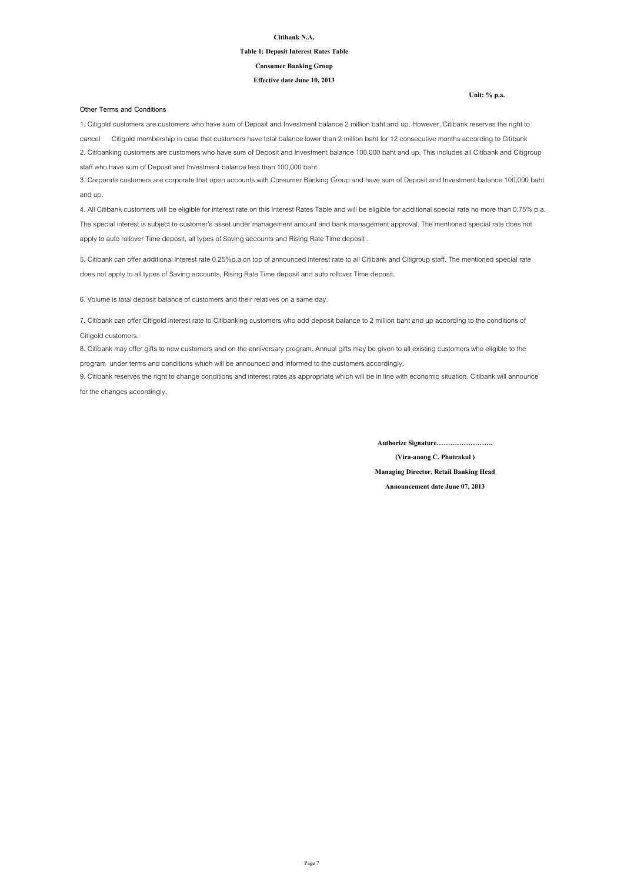**Citibank N.A.**

**Table 1: Deposit Interest Rates Table**

**Consumer Banking Group**

**Effective date June 10, 2013**

**Unit: % p.a.**

Other Terms and Conditions

1. Citigold customers are customers who have sum of Deposit and Investment balance 2 million baht and up. However, Citibank reserves the right to cancel Citigold membership in case that customers have total balance lower than 2 million baht for 12 consecutive months according to Citibank

2. Citibanking customers are customers who have sum of Deposit and Investment balance 100,000 baht and up. This includes all Citibank and Citigroup staff who have sum of Deposit and Investment balance less than 100,000 baht.

3. Corporate customers are corporate that open accounts with Consumer Banking Group and have sum of Deposit and Investment balance 100,000 baht and up.

4. All Citibank customers will be eligible for interest rate on this Interest Rates Table and will be eligible for additional special rate no more than 0.75% p.a. The special interest is subject to customer's asset under management amount and bank management approval. The mentioned special rate does not apply to auto rollover Time deposit, all types of Saving accounts and Rising Rate Time deposit .

5. Citibank can offer additional interest rate 0.25%p.a.on top of announced interest rate to all Citibank and Citigroup staff. The mentioned special rate does not apply to all types of Saving accounts, Rising Rate Time deposit and auto rollover Time deposit.

6. Volume is total deposit balance of customers and their relatives on a same day.

7. Citibank can offer Citigold interest rate to Citibanking customers who add deposit balance to 2 million baht and up according to the conditions of Citigold customers.

8. Citibank may offer gifts to new customers and on the anniversary program. Annual gifts may be given to all existing customers who eligible to the program under terms and conditions which will be announced and informed to the customers accordingly.

9. Citibank reserves the right to change conditions and interest rates as appropriate which will be in line with economic situation. Citibank will announce for the changes accordingly.

**Authorize Signature……………………..**

**(Vira-anong C. Phutrakul )**

**Managing Director, Retail Banking Head**

**Announcement date June 07, 2013**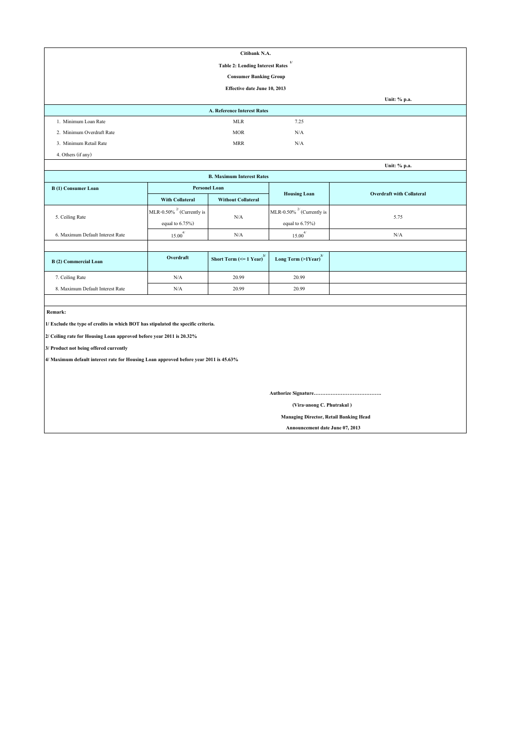**Citibank N.A.**

**Table 2: Lending Interest Rates [1/]**

**Consumer Banking Group**

**Effective date June 10, 2013**

**Unit: % p.a.**

| A. Reference Interest Rates | | |
|---|---|---|
| 1. Minimum Loan Rate | MLR | 7.25 |
| 2. Minimum Overdraft Rate | MOR | N/A |
| 3. Minimum Retail Rate | MRR | N/A |
| 4. Others (if any) | | |

**Unit: % p.a.**

**B. Maximum Interest Rates**

| B (1) Consumer Loan | Personel Loan | | Housing Loan | Overdraft with Collateral |
|---|---|---|---|---|
| | With Collateral | Without Collateral | | |
| 5. Ceiling Rate | MLR-0.50% [2/] (Currently is equal to 6.75%) | N/A | MLR-0.50% [2/] (Currently is equal to 6.75%) | 5.75 |
| 6. Maximum Default Interest Rate | 15.00 [4/] | N/A | 15.00 [4/] | N/A |

| B (2) Commercial Loan | Overdraft | Short Term (<= 1 Year) [3/] | Long Term (>1Year) [3/] |
|---|---|---|---|
| 7. Ceiling Rate | N/A | 20.99 | 20.99 |
| 8. Maximum Default Interest Rate | N/A | 20.99 | 20.99 |

**Remark:**

**1/ Exclude the type of credits in which BOT has stipulated the specific criteria.**

**2/ Ceiling rate for Housing Loan approved before year 2011 is 20.32%**

**3/ Product not being offered currently**

**4/ Maximum default interest rate for Housing Loan approved before year 2011 is 45.63%**

**Authorize Signature………………………………….**

**(Vira-anong C. Phutrakul )**

**Managing Director, Retail Banking Head**

**Announcement date June 07, 2013**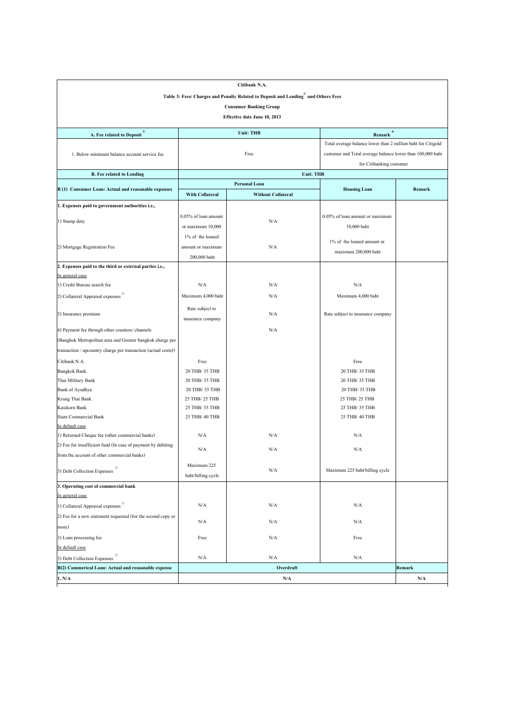**Citibank N.A.**

**Table 3: Fees/ Charges and Penalty Related to Deposit and Lending [1/] and Others Fees**

**Consumer Banking Group**

**Effective date June 10, 2013**

| A. Fee related to Deposit [3/] | Unit: THB | | Remark [4/] | |
|---|---|---|---|---|
| 1. Below minimum balance account service fee | Free | | Total average balance lower than 2 million baht for Citigold customer and Total average balance lower than 100,000 baht for Citibanking customer | |
| **B. Fee related to Lending** | **Unit: THB** | | | |
| **B (1) Consumer Loan: Actual and reasonable expenses** | **Personal Loan** | | **Housing Loan** | **Remark** |
| | **With Collateral** | **Without Collateral** | | |
| **1. Expenses paid to government authorities i.e.,** | | | | |
| 1) Stamp duty | 0.05% of loan amount or maximum 10,000 | N/A | 0.05% of loan amount or maximum 10,000 baht | |
| 2) Mortgage Registration Fee | 1% of the loaned amount or maximum 200,000 baht | N/A | 1% of the loaned amount or maximum 200,000 baht | |
| **2. Expenses paid to the third or external parties i.e.,** | | | | |
| In general case | | | | |
| 1) Credit Bureau search fee | N/A | N/A | N/A | |
| 2) Collateral Appraisal expenses [2/] | Maximum 4,000 baht | N/A | Maximum 4,000 baht | |
| 3) Insurance premium | Rate subject to insurance company | N/A | Rate subject to insurance company | |
| 4) Payment fee through other counters/ channels (Bangkok Metropolitan area and Greater bangkok charge per transaction / upcountry charge per transaction (actual costs)) | | N/A | | |
| Citibank N.A. | Free | | Free | |
| Bangkok Bank | 20 THB/ 35 THB | | 20 THB/ 35 THB | |
| Thai Military Bank | 20 THB/ 35 THB | | 20 THB/ 35 THB | |
| Bank of Ayudhya | 20 THB/ 35 THB | | 20 THB/ 35 THB | |
| Krung Thai Bank | 25 THB/ 25 THB | | 25 THB/ 25 THB | |
| Kasikorn Bank | 25 THB/ 35 THB | | 25 THB/ 35 THB | |
| Siam Commercial Bank | 25 THB/ 40 THB | | 25 THB/ 40 THB | |
| In default case | | | | |
| 1) Returned Cheque fee (other commercial banks) | N/A | N/A | N/A | |
| 2) Fee for insufficient fund (In case of payment by debiting from the account of other commercial banks) | N/A | N/A | N/A | |
| 3) Debt Collection Expenses [2/] | Maximum 225 baht/billing cycle | N/A | Maximum 225 baht/billing cycle | |
| **3. Operating cost of commercial bank** | | | | |
| In general case | | | | |
| 1) Collateral Appraisal expenses [2/] | N/A | N/A | N/A | |
| 2) Fee for a new statement requested (for the second copy or more) | N/A | N/A | N/A | |
| 3) Loan processing fee | Free | N/A | Free | |
| In default case | | | | |
| 3) Debt Collection Expenses [2/] | N/A | N/A | N/A | |
| **B(2) Commerical Loan: Actual and reasonable expense** | **Overdraft** | | | **Remark** |
| **1. N/A** | **N/A** | | | **N/A** |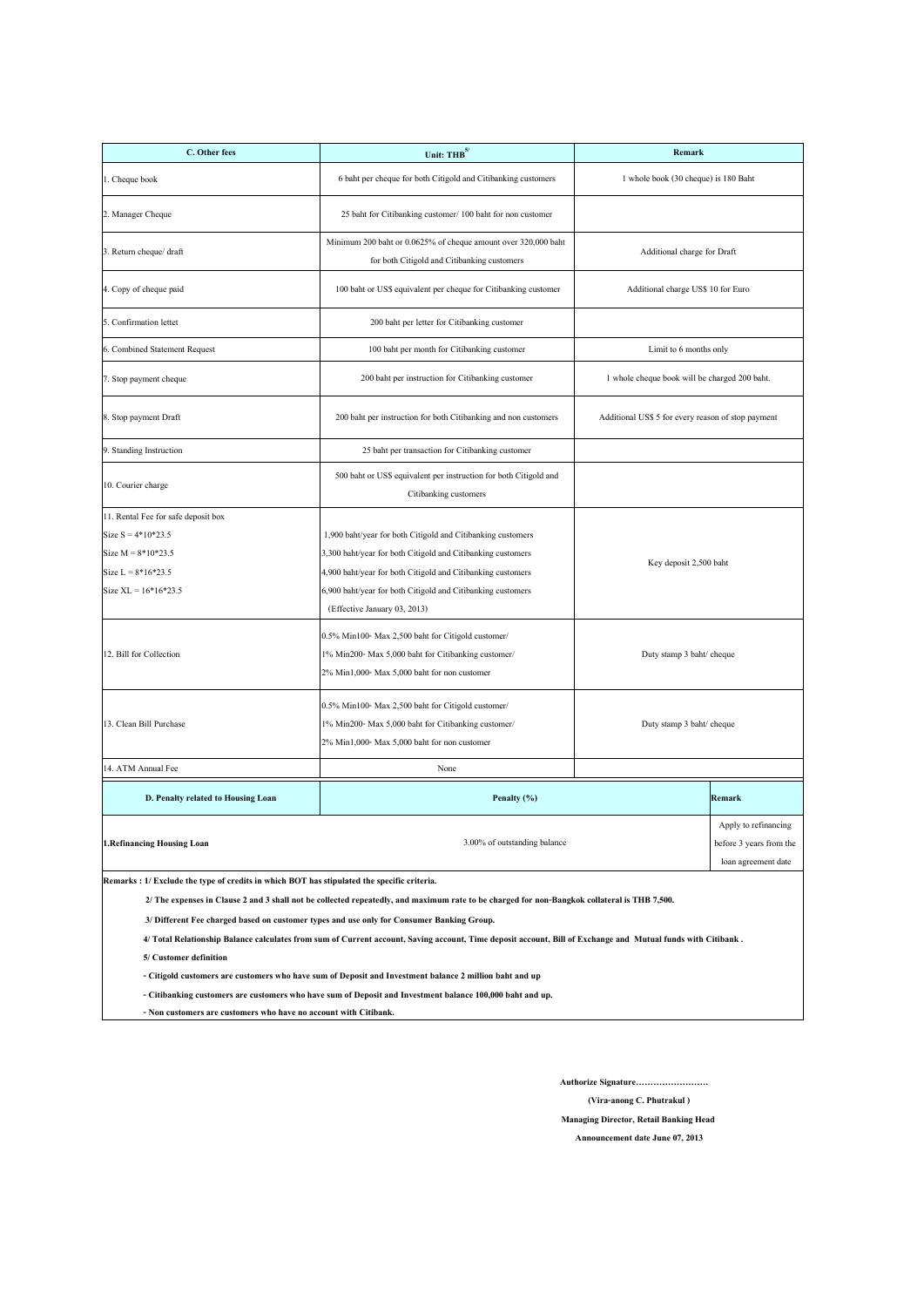| C. Other fees | Unit: THB[5/] | Remark |
|---|---|---|
| 1. Cheque book | 6 baht per cheque for both Citigold and Citibanking customers | 1 whole book (30 cheque) is 180 Baht |
| 2. Manager Cheque | 25 baht for Citibanking customer/ 100 baht for non customer | |
| 3. Return cheque/ draft | Minimum 200 baht or 0.0625% of cheque amount over 320,000 baht for both Citigold and Citibanking customers | Additional charge for Draft |
| 4. Copy of cheque paid | 100 baht or US$ equivalent per cheque for Citibanking customer | Additional charge US$ 10 for Euro |
| 5. Confirmation lettet | 200 baht per letter for Citibanking customer | |
| 6. Combined Statement Request | 100 baht per month for Citibanking customer | Limit to 6 months only |
| 7. Stop payment cheque | 200 baht per instruction for Citibanking customer | 1 whole cheque book will be charged 200 baht. |
| 8. Stop payment Draft | 200 baht per instruction for both Citibanking and non customers | Additional US$ 5 for every reason of stop payment |
| 9. Standing Instruction | 25 baht per transaction for Citibanking customer | |
| 10. Courier charge | 500 baht or US$ equivalent per instruction for both Citigold and Citibanking customers | |
| 11. Rental Fee for safe deposit box<br>Size S = 4*10*23.5<br>Size M = 8*10*23.5<br>Size L = 8*16*23.5<br>Size XL = 16*16*23.5 | <br>1,900 baht/year for both Citigold and Citibanking customers<br>3,300 baht/year for both Citigold and Citibanking customers<br>4,900 baht/year for both Citigold and Citibanking customers<br>6,900 baht/year for both Citigold and Citibanking customers<br>(Effective January 03, 2013) | Key deposit 2,500 baht |
| 12. Bill for Collection | 0.5% Min100- Max 2,500 baht for Citigold customer/<br>1% Min200- Max 5,000 baht for Citibanking customer/<br>2% Min1,000- Max 5,000 baht for non customer | Duty stamp 3 baht/ cheque |
| 13. Clean Bill Purchase | 0.5% Min100- Max 2,500 baht for Citigold customer/<br>1% Min200- Max 5,000 baht for Citibanking customer/<br>2% Min1,000- Max 5,000 baht for non customer | Duty stamp 3 baht/ cheque |
| 14. ATM Annual Fee | None | |

| D. Penalty related to Housing Loan | Penalty (%) | Remark |
|---|---|---|
| **1.Refinancing Housing Loan** | 3.00% of outstanding balance | Apply to refinancing before 3 years from the loan agreement date |

**Remarks : 1/ Exclude the type of credits in which BOT has stipulated the specific criteria.**

**2/ The expenses in Clause 2 and 3 shall not be collected repeatedly, and maximum rate to be charged for non-Bangkok collateral is THB 7,500.**

**3/ Different Fee charged based on customer types and use only for Consumer Banking Group.**

**4/ Total Relationship Balance calculates from sum of Current account, Saving account, Time deposit account, Bill of Exchange and Mutual funds with Citibank .**

**5/ Customer definition**

**- Citigold customers are customers who have sum of Deposit and Investment balance 2 million baht and up**

**- Citibanking customers are customers who have sum of Deposit and Investment balance 100,000 baht and up.**

**- Non customers are customers who have no account with Citibank.**

**Authorize Signature……………………**

**(Vira-anong C. Phutrakul )**

**Managing Director, Retail Banking Head**

**Announcement date June 07, 2013**